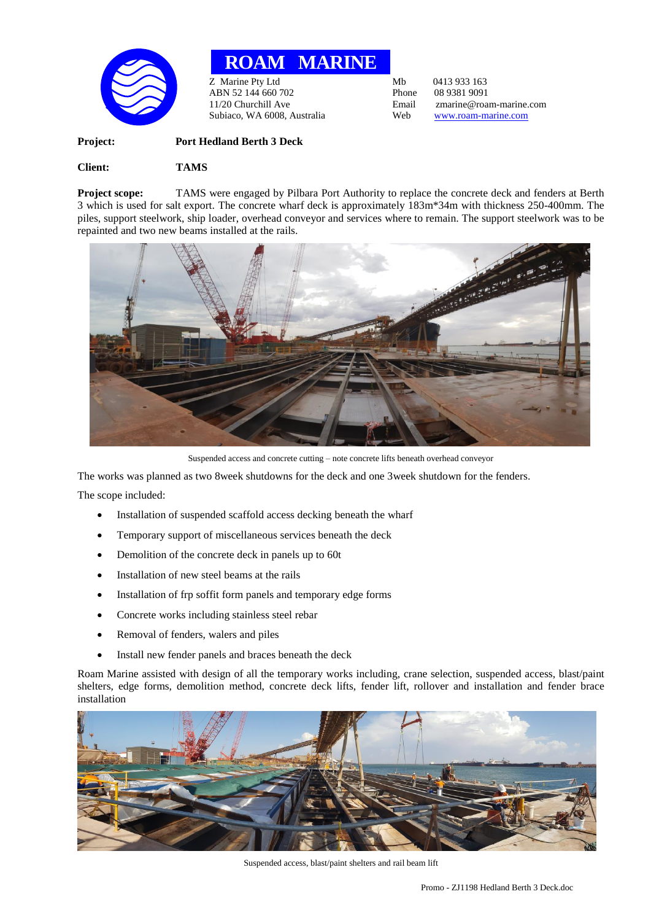# ROAM MARINE

Z Marine Pty Ltd
ABN 52 144 660 702
11/20 Churchill Ave
Subiaco, WA 6008, Australia

Mb 0413 933 163
Phone 08 9381 9091
Email zmarine@roam-marine.com
Web www.roam-marine.com

**Project:** **Port Hedland Berth 3 Deck**

**Client:** **TAMS**

**Project scope:** TAMS were engaged by Pilbara Port Authority to replace the concrete deck and fenders at Berth 3 which is used for salt export. The concrete wharf deck is approximately 183m*34m with thickness 250-400mm. The piles, support steelwork, ship loader, overhead conveyor and services where to remain. The support steelwork was to be repainted and two new beams installed at the rails.

Suspended access and concrete cutting – note concrete lifts beneath overhead conveyor

The works was planned as two 8week shutdowns for the deck and one 3week shutdown for the fenders.

The scope included:

- Installation of suspended scaffold access decking beneath the wharf
- Temporary support of miscellaneous services beneath the deck
- Demolition of the concrete deck in panels up to 60t
- Installation of new steel beams at the rails
- Installation of frp soffit form panels and temporary edge forms
- Concrete works including stainless steel rebar
- Removal of fenders, walers and piles
- Install new fender panels and braces beneath the deck

Roam Marine assisted with design of all the temporary works including, crane selection, suspended access, blast/paint shelters, edge forms, demolition method, concrete deck lifts, fender lift, rollover and installation and fender brace installation

Suspended access, blast/paint shelters and rail beam lift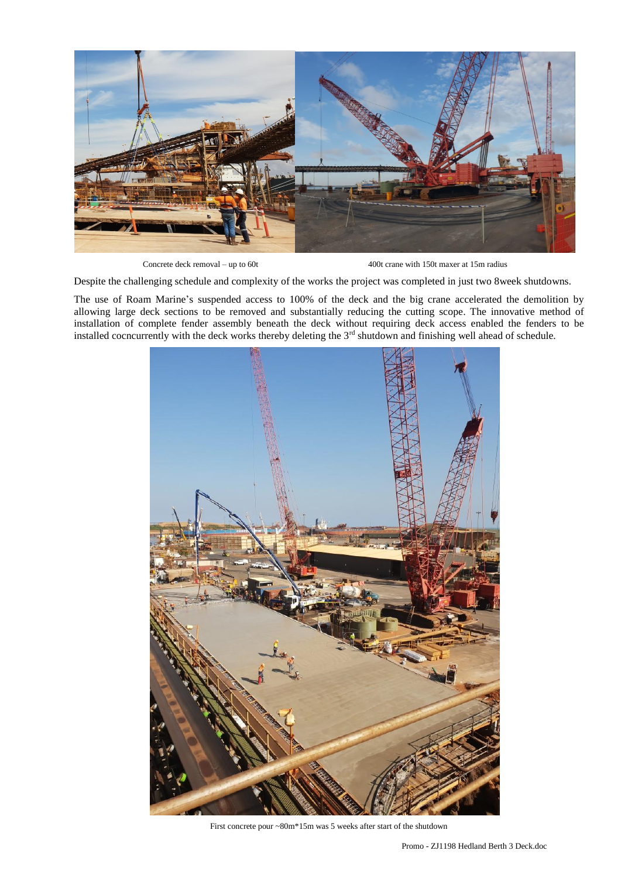Concrete deck removal – up to 60t

400t crane with 150t maxer at 15m radius

Despite the challenging schedule and complexity of the works the project was completed in just two 8week shutdowns.

The use of Roam Marine's suspended access to 100% of the deck and the big crane accelerated the demolition by allowing large deck sections to be removed and substantially reducing the cutting scope. The innovative method of installation of complete fender assembly beneath the deck without requiring deck access enabled the fenders to be installed cocncurrently with the deck works thereby deleting the 3rd shutdown and finishing well ahead of schedule.

First concrete pour ~80m*15m was 5 weeks after start of the shutdown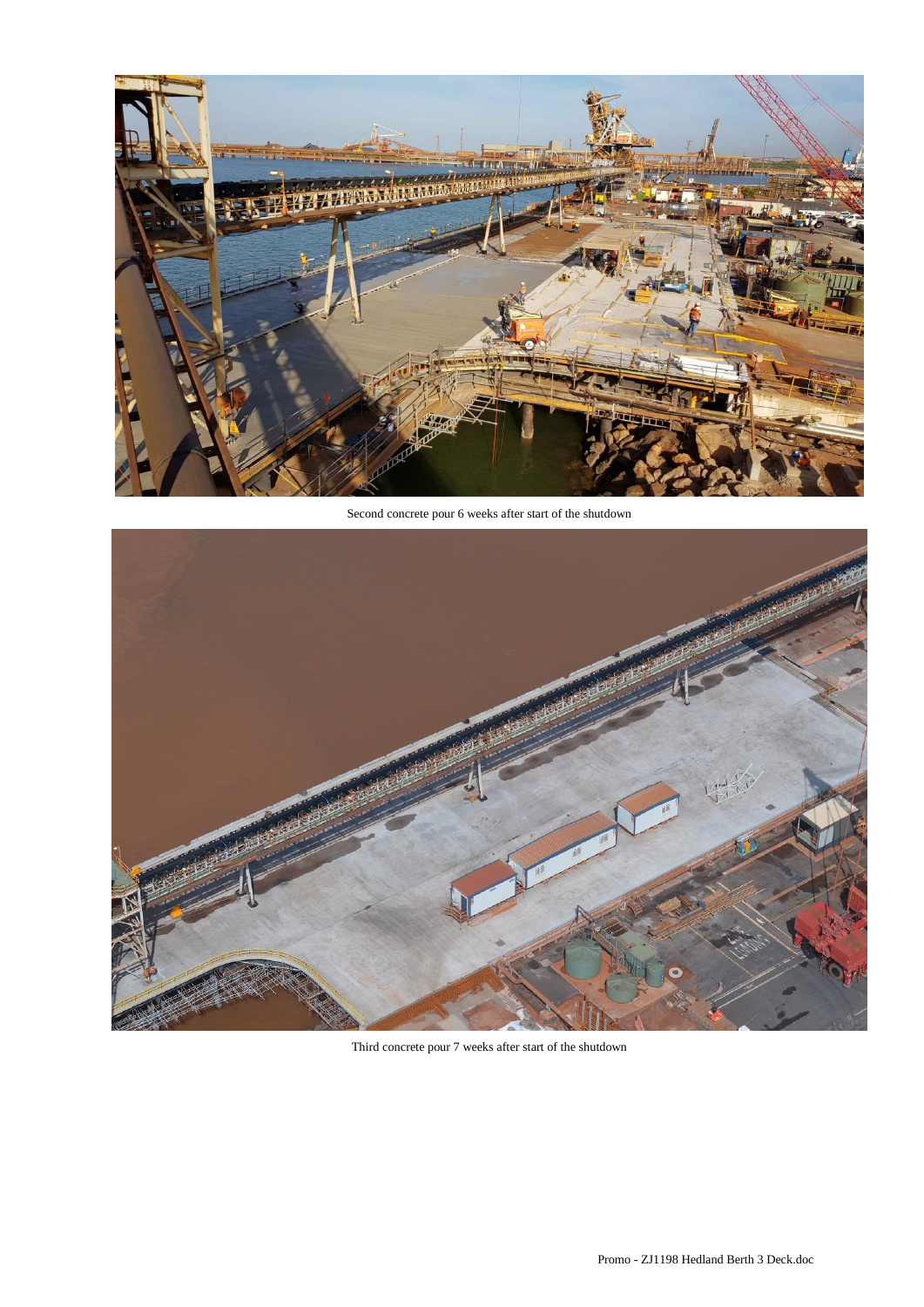Second concrete pour 6 weeks after start of the shutdown

Third concrete pour 7 weeks after start of the shutdown